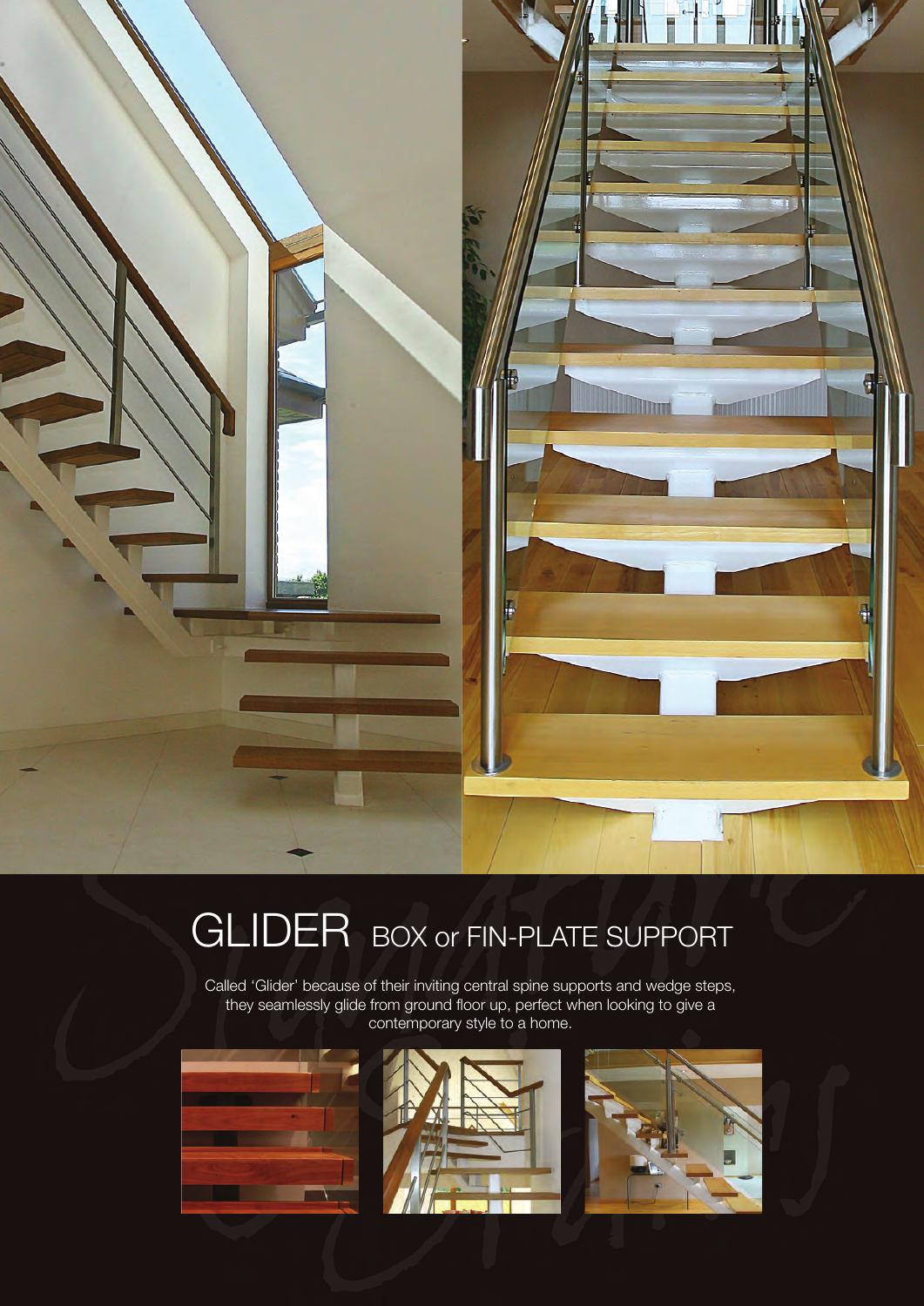# GLIDER BOX or FIN-PLATE SUPPORT

Called 'Glider' because of their inviting central spine supports and wedge steps, they seamlessly glide from ground floor up, perfect when looking to give a contemporary style to a home.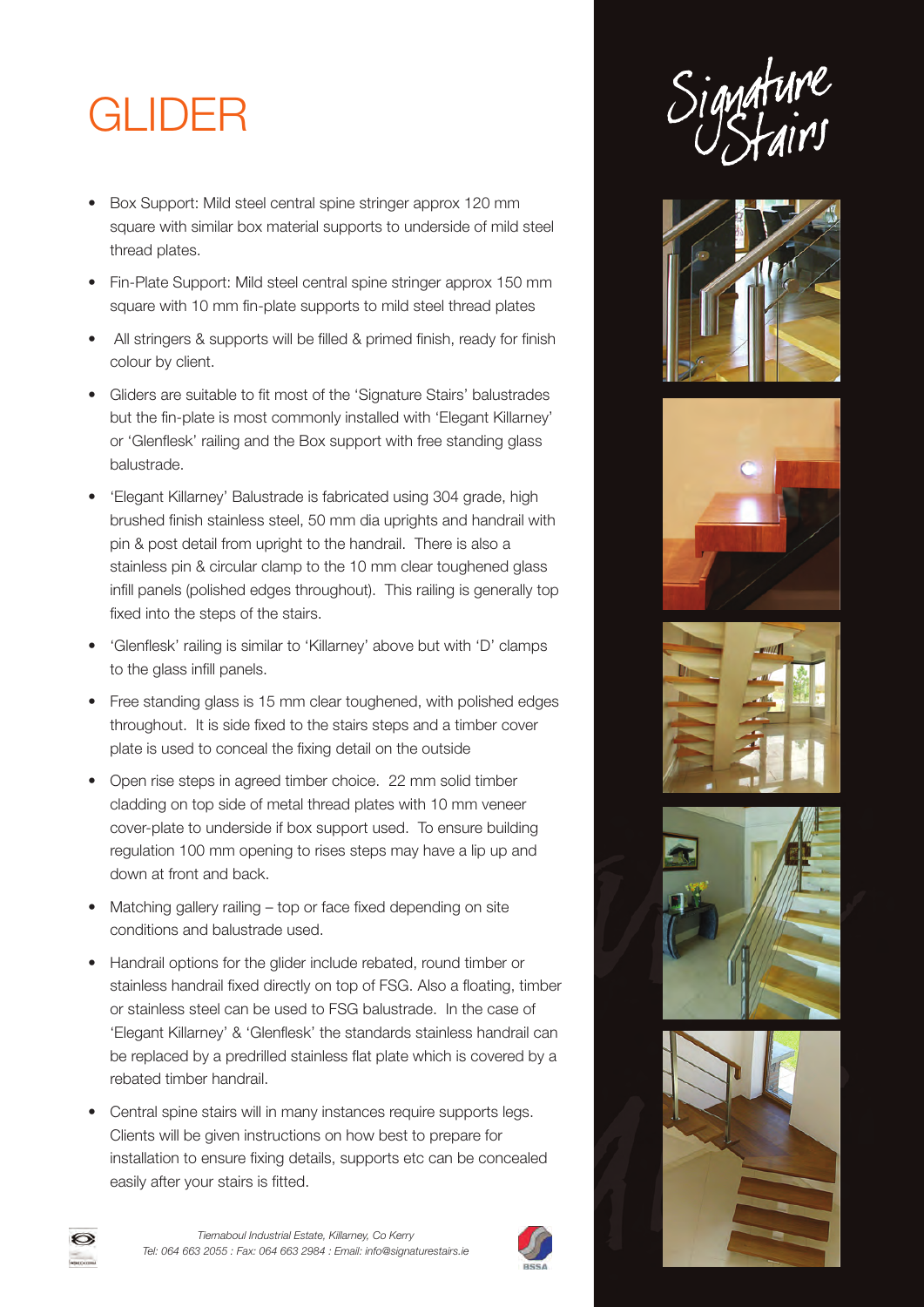# GLIDER

- Box Support: Mild steel central spine stringer approx 120 mm square with similar box material supports to underside of mild steel thread plates.
- Fin-Plate Support: Mild steel central spine stringer approx 150 mm square with 10 mm fin-plate supports to mild steel thread plates
- All stringers & supports will be filled & primed finish, ready for finish colour by client.
- Gliders are suitable to fit most of the 'Signature Stairs' balustrades but the fin-plate is most commonly installed with 'Elegant Killarney' or 'Glenflesk' railing and the Box support with free standing glass balustrade.
- 'Elegant Killarney' Balustrade is fabricated using 304 grade, high brushed finish stainless steel, 50 mm dia uprights and handrail with pin & post detail from upright to the handrail. There is also a stainless pin & circular clamp to the 10 mm clear toughened glass infill panels (polished edges throughout). This railing is generally top fixed into the steps of the stairs.
- 'Glenflesk' railing is similar to 'Killarney' above but with 'D' clamps to the glass infill panels.
- Free standing glass is 15 mm clear toughened, with polished edges throughout. It is side fixed to the stairs steps and a timber cover plate is used to conceal the fixing detail on the outside
- Open rise steps in agreed timber choice. 22 mm solid timber cladding on top side of metal thread plates with 10 mm veneer cover-plate to underside if box support used. To ensure building regulation 100 mm opening to rises steps may have a lip up and down at front and back.
- Matching gallery railing – top or face fixed depending on site conditions and balustrade used.
- Handrail options for the glider include rebated, round timber or stainless handrail fixed directly on top of FSG. Also a floating, timber or stainless steel can be used to FSG balustrade. In the case of 'Elegant Killarney' & 'Glenflesk' the standards stainless handrail can be replaced by a predrilled stainless flat plate which is covered by a rebated timber handrail.
- Central spine stairs will in many instances require supports legs. Clients will be given instructions on how best to prepare for installation to ensure fixing details, supports etc can be concealed easily after your stairs is fitted.

Signature Stairs

*Tiernaboul Industrial Estate, Killarney, Co Kerry*
*Tel: 064 663 2055 : Fax: 064 663 2984 : Email: info@signaturestairs.ie*

BSSA